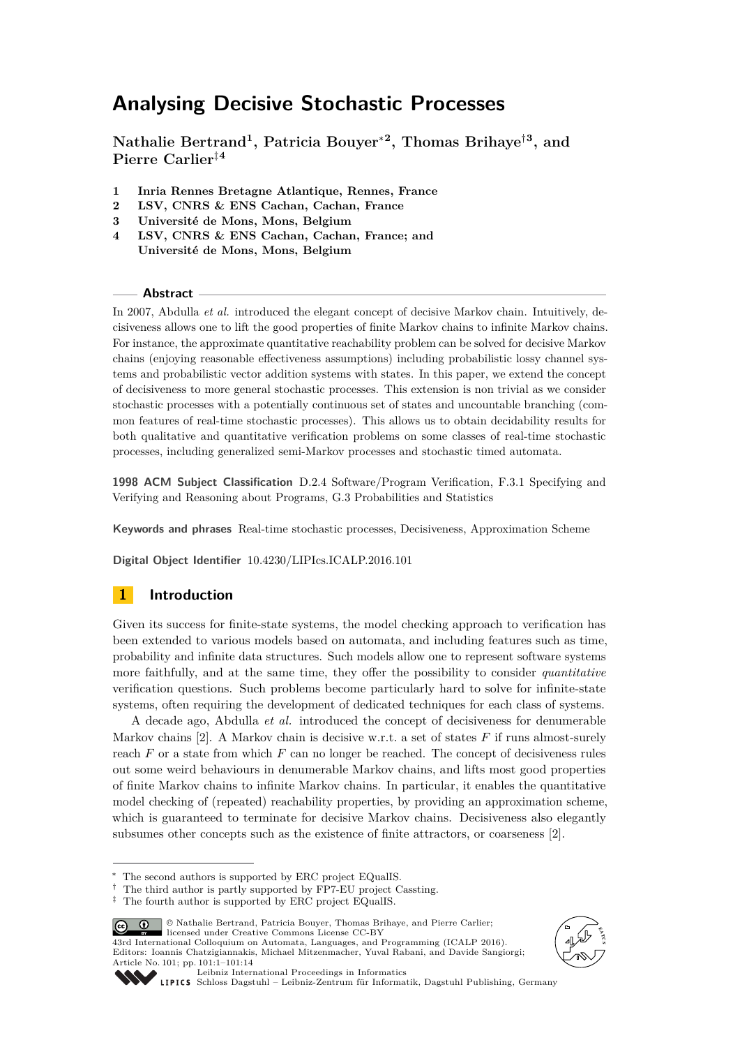# Analysing Decisive Stochastic Processes

**Nathalie Bertrand[1], Patricia Bouyer[*2], Thomas Brihaye[†3], and Pierre Carlier[‡4]**

1. **Inria Rennes Bretagne Atlantique, Rennes, France**
2. **LSV, CNRS & ENS Cachan, Cachan, France**
3. **Université de Mons, Mons, Belgium**
4. **LSV, CNRS & ENS Cachan, Cachan, France; and Université de Mons, Mons, Belgium**

## Abstract

In 2007, Abdulla *et al.* introduced the elegant concept of decisive Markov chain. Intuitively, decisiveness allows one to lift the good properties of finite Markov chains to infinite Markov chains. For instance, the approximate quantitative reachability problem can be solved for decisive Markov chains (enjoying reasonable effectiveness assumptions) including probabilistic lossy channel systems and probabilistic vector addition systems with states. In this paper, we extend the concept of decisiveness to more general stochastic processes. This extension is non trivial as we consider stochastic processes with a potentially continuous set of states and uncountable branching (common features of real-time stochastic processes). This allows us to obtain decidability results for both qualitative and quantitative verification problems on some classes of real-time stochastic processes, including generalized semi-Markov processes and stochastic timed automata.

**1998 ACM Subject Classification** D.2.4 Software/Program Verification, F.3.1 Specifying and Verifying and Reasoning about Programs, G.3 Probabilities and Statistics

**Keywords and phrases** Real-time stochastic processes, Decisiveness, Approximation Scheme

**Digital Object Identifier** 10.4230/LIPIcs.ICALP.2016.101

## 1 Introduction

Given its success for finite-state systems, the model checking approach to verification has been extended to various models based on automata, and including features such as time, probability and infinite data structures. Such models allow one to represent software systems more faithfully, and at the same time, they offer the possibility to consider *quantitative* verification questions. Such problems become particularly hard to solve for infinite-state systems, often requiring the development of dedicated techniques for each class of systems.

A decade ago, Abdulla *et al.* introduced the concept of decisiveness for denumerable Markov chains [2]. A Markov chain is decisive w.r.t. a set of states $F$ if runs almost-surely reach $F$ or a state from which $F$ can no longer be reached. The concept of decisiveness rules out some weird behaviours in denumerable Markov chains, and lifts most good properties of finite Markov chains to infinite Markov chains. In particular, it enables the quantitative model checking of (repeated) reachability properties, by providing an approximation scheme, which is guaranteed to terminate for decisive Markov chains. Decisiveness also elegantly subsumes other concepts such as the existence of finite attractors, or coarseness [2].

---

[*] The second authors is supported by ERC project EQualIS.
[†] The third author is partly supported by FP7-EU project Cassting.
[‡] The fourth author is supported by ERC project EQualIS.

© Nathalie Bertrand, Patricia Bouyer, Thomas Brihaye, and Pierre Carlier; licensed under Creative Commons License CC-BY
43rd International Colloquium on Automata, Languages, and Programming (ICALP 2016).
Editors: Ioannis Chatzigiannakis, Michael Mitzenmacher, Yuval Rabani, and Davide Sangiorgi; Article No. 101; pp. 101:1–101:14
Leibniz International Proceedings in Informatics
Schloss Dagstuhl – Leibniz-Zentrum für Informatik, Dagstuhl Publishing, Germany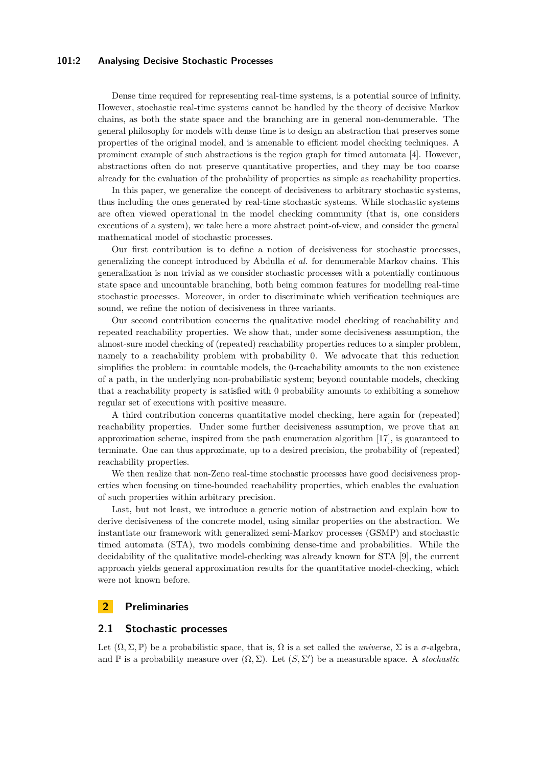Dense time required for representing real-time systems, is a potential source of infinity. However, stochastic real-time systems cannot be handled by the theory of decisive Markov chains, as both the state space and the branching are in general non-denumerable. The general philosophy for models with dense time is to design an abstraction that preserves some properties of the original model, and is amenable to efficient model checking techniques. A prominent example of such abstractions is the region graph for timed automata [4]. However, abstractions often do not preserve quantitative properties, and they may be too coarse already for the evaluation of the probability of properties as simple as reachability properties.

In this paper, we generalize the concept of decisiveness to arbitrary stochastic systems, thus including the ones generated by real-time stochastic systems. While stochastic systems are often viewed operational in the model checking community (that is, one considers executions of a system), we take here a more abstract point-of-view, and consider the general mathematical model of stochastic processes.

Our first contribution is to define a notion of decisiveness for stochastic processes, generalizing the concept introduced by Abdulla *et al.* for denumerable Markov chains. This generalization is non trivial as we consider stochastic processes with a potentially continuous state space and uncountable branching, both being common features for modelling real-time stochastic processes. Moreover, in order to discriminate which verification techniques are sound, we refine the notion of decisiveness in three variants.

Our second contribution concerns the qualitative model checking of reachability and repeated reachability properties. We show that, under some decisiveness assumption, the almost-sure model checking of (repeated) reachability properties reduces to a simpler problem, namely to a reachability problem with probability 0. We advocate that this reduction simplifies the problem: in countable models, the 0-reachability amounts to the non existence of a path, in the underlying non-probabilistic system; beyond countable models, checking that a reachability property is satisfied with 0 probability amounts to exhibiting a somehow regular set of executions with positive measure.

A third contribution concerns quantitative model checking, here again for (repeated) reachability properties. Under some further decisiveness assumption, we prove that an approximation scheme, inspired from the path enumeration algorithm [17], is guaranteed to terminate. One can thus approximate, up to a desired precision, the probability of (repeated) reachability properties.

We then realize that non-Zeno real-time stochastic processes have good decisiveness properties when focusing on time-bounded reachability properties, which enables the evaluation of such properties within arbitrary precision.

Last, but not least, we introduce a generic notion of abstraction and explain how to derive decisiveness of the concrete model, using similar properties on the abstraction. We instantiate our framework with generalized semi-Markov processes (GSMP) and stochastic timed automata (STA), two models combining dense-time and probabilities. While the decidability of the qualitative model-checking was already known for STA [9], the current approach yields general approximation results for the quantitative model-checking, which were not known before.

## 2 Preliminaries

### 2.1 Stochastic processes

Let $(\Omega, \Sigma, \mathbb{P})$ be a probabilistic space, that is, $\Omega$ is a set called the *universe*, $\Sigma$ is a $\sigma$-algebra, and $\mathbb{P}$ is a probability measure over $(\Omega, \Sigma)$. Let $(S, \Sigma')$ be a measurable space. A *stochastic*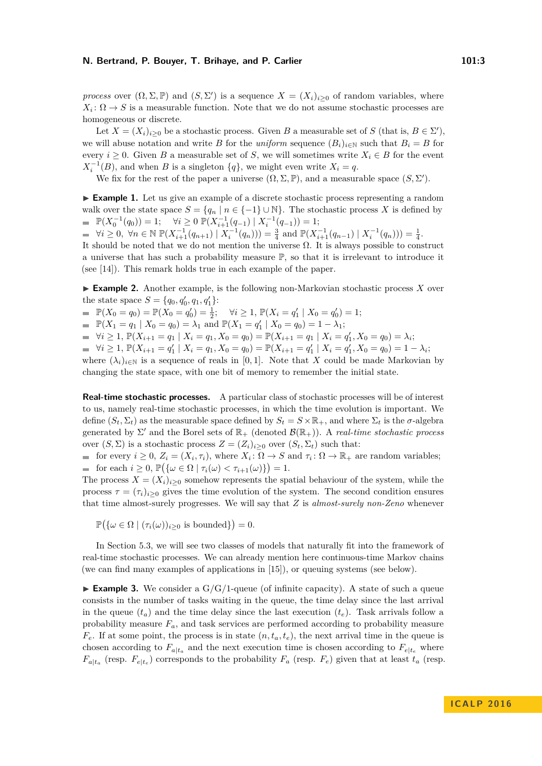*process* over $(\Omega, \Sigma, \mathbb{P})$ and $(S, \Sigma')$ is a sequence $X = (X_i)_{i\geq 0}$ of random variables, where $X_i : \Omega \to S$ is a measurable function. Note that we do not assume stochastic processes are homogeneous or discrete.

Let $X = (X_i)_{i\geq 0}$ be a stochastic process. Given $B$ a measurable set of $S$ (that is, $B \in \Sigma'$), we will abuse notation and write $B$ for the *uniform* sequence $(B_i)_{i\in\mathbb{N}}$ such that $B_i = B$ for every $i \geq 0$. Given $B$ a measurable set of $S$, we will sometimes write $X_i \in B$ for the event $X_i^{-1}(B)$, and when $B$ is a singleton $\{q\}$, we might even write $X_i = q$.

We fix for the rest of the paper a universe $(\Omega, \Sigma, \mathbb{P})$, and a measurable space $(S, \Sigma')$.

▶ **Example 1.** Let us give an example of a discrete stochastic process representing a random walk over the state space $S = \{q_n \mid n \in \{-1\} \cup \mathbb{N}\}$. The stochastic process $X$ is defined by

- $\mathbb{P}(X_0^{-1}(q_0)) = 1$;   $\forall i \geq 0$ $\mathbb{P}(X_{i+1}^{-1}(q_{-1}) \mid X_i^{-1}(q_{-1})) = 1$;
- $\forall i \geq 0$, $\forall n \in \mathbb{N}$ $\mathbb{P}(X_{i+1}^{-1}(q_{n+1}) \mid X_i^{-1}(q_n))) = \frac{3}{4}$ and $\mathbb{P}(X_{i+1}^{-1}(q_{n-1}) \mid X_i^{-1}(q_n))) = \frac{1}{4}$.

It should be noted that we do not mention the universe $\Omega$. It is always possible to construct a universe that has such a probability measure $\mathbb{P}$, so that it is irrelevant to introduce it (see [14]). This remark holds true in each example of the paper.

▶ **Example 2.** Another example, is the following non-Markovian stochastic process $X$ over the state space $S = \{q_0, q_0', q_1, q_1'\}$:

- $\mathbb{P}(X_0 = q_0) = \mathbb{P}(X_0 = q_0') = \frac{1}{2}$;   $\forall i \geq 1$, $\mathbb{P}(X_i = q_1' \mid X_0 = q_0') = 1$;
- $\mathbb{P}(X_1 = q_1 \mid X_0 = q_0) = \lambda_1$ and $\mathbb{P}(X_1 = q_1' \mid X_0 = q_0) = 1 - \lambda_1$;
- $\forall i \geq 1$, $\mathbb{P}(X_{i+1} = q_1 \mid X_i = q_1, X_0 = q_0) = \mathbb{P}(X_{i+1} = q_1 \mid X_i = q_1', X_0 = q_0) = \lambda_i$;
- $\forall i \geq 1$, $\mathbb{P}(X_{i+1} = q_1' \mid X_i = q_1, X_0 = q_0) = \mathbb{P}(X_{i+1} = q_1' \mid X_i = q_1', X_0 = q_0) = 1 - \lambda_i$;

where $(\lambda_i)_{i\in\mathbb{N}}$ is a sequence of reals in $[0, 1]$. Note that $X$ could be made Markovian by changing the state space, with one bit of memory to remember the initial state.

**Real-time stochastic processes.** A particular class of stochastic processes will be of interest to us, namely real-time stochastic processes, in which the time evolution is important. We define $(S_t, \Sigma_t)$ as the measurable space defined by $S_t = S \times \mathbb{R}_+$, and where $\Sigma_t$ is the $\sigma$-algebra generated by $\Sigma'$ and the Borel sets of $\mathbb{R}_+$ (denoted $\mathcal{B}(\mathbb{R}_+)$). A *real-time stochastic process* over $(S, \Sigma)$ is a stochastic process $Z = (Z_i)_{i\geq 0}$ over $(S_t, \Sigma_t)$ such that:

- for every $i \geq 0$, $Z_i = (X_i, \tau_i)$, where $X_i : \Omega \to S$ and $\tau_i : \Omega \to \mathbb{R}_+$ are random variables;
- for each $i \geq 0$, $\mathbb{P}\big(\{\omega \in \Omega \mid \tau_i(\omega) < \tau_{i+1}(\omega)\}\big) = 1$.

The process $X = (X_i)_{i\geq 0}$ somehow represents the spatial behaviour of the system, while the process $\tau = (\tau_i)_{i\geq 0}$ gives the time evolution of the system. The second condition ensures that time almost-surely progresses. We will say that $Z$ is *almost-surely non-Zeno* whenever

$$\mathbb{P}\big(\{\omega \in \Omega \mid (\tau_i(\omega))_{i\geq 0} \text{ is bounded}\}\big) = 0.$$

In Section 5.3, we will see two classes of models that naturally fit into the framework of real-time stochastic processes. We can already mention here continuous-time Markov chains (we can find many examples of applications in [15]), or queuing systems (see below).

▶ **Example 3.** We consider a G/G/1-queue (of infinite capacity). A state of such a queue consists in the number of tasks waiting in the queue, the time delay since the last arrival in the queue ($t_a$) and the time delay since the last execution ($t_e$). Task arrivals follow a probability measure $F_a$, and task services are performed according to probability measure $F_e$. If at some point, the process is in state $(n, t_a, t_e)$, the next arrival time in the queue is chosen according to $F_{a|t_a}$ and the next execution time is chosen according to $F_{e|t_e}$ where $F_{a|t_a}$ (resp. $F_{e|t_e}$) corresponds to the probability $F_a$ (resp. $F_e$) given that at least $t_a$ (resp.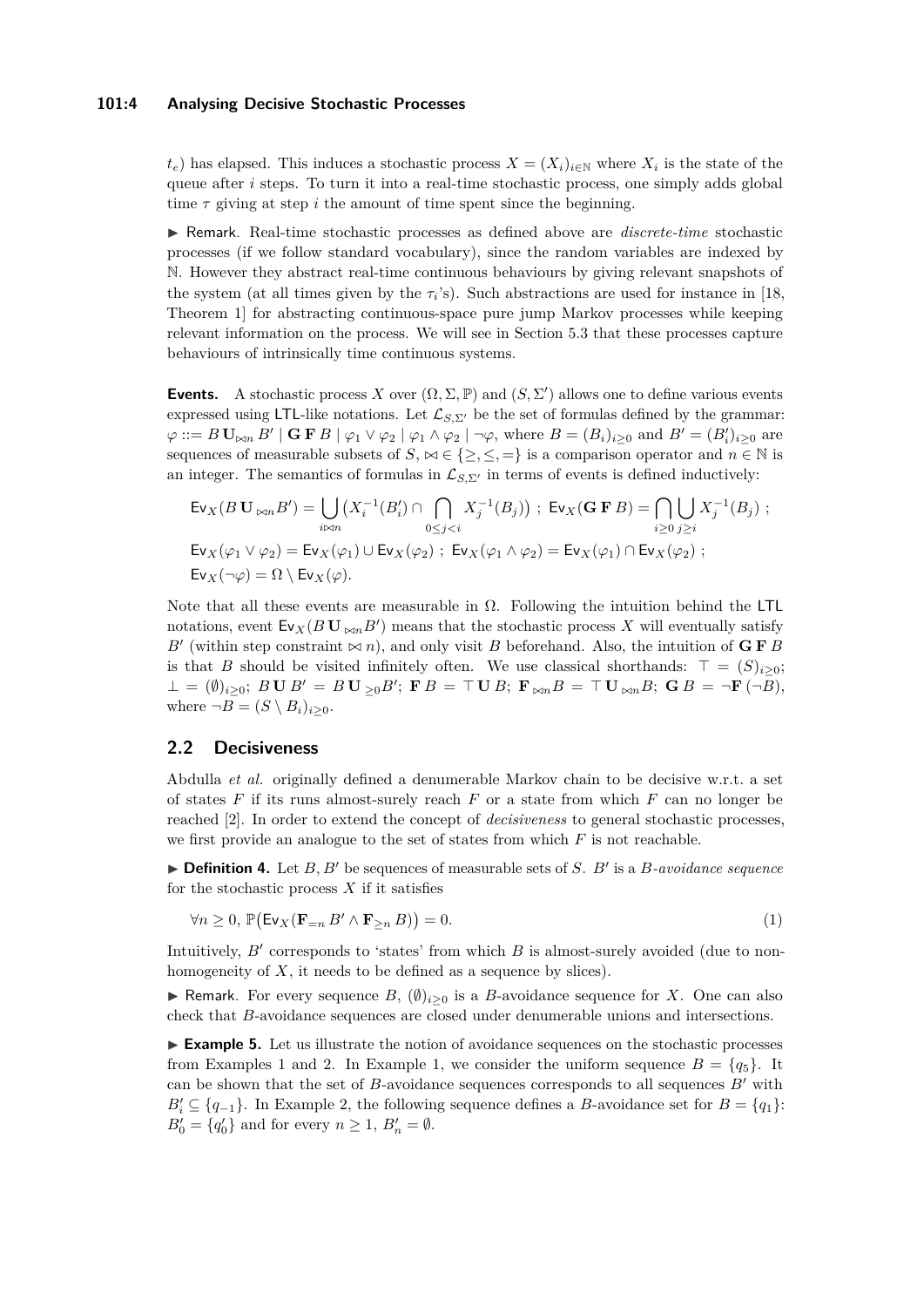$t_e$) has elapsed. This induces a stochastic process $X = (X_i)_{i\in\mathbb{N}}$ where $X_i$ is the state of the queue after $i$ steps. To turn it into a real-time stochastic process, one simply adds global time $\tau$ giving at step $i$ the amount of time spent since the beginning.

▶ Remark. Real-time stochastic processes as defined above are *discrete-time* stochastic processes (if we follow standard vocabulary), since the random variables are indexed by $\mathbb{N}$. However they abstract real-time continuous behaviours by giving relevant snapshots of the system (at all times given by the $\tau_i$'s). Such abstractions are used for instance in [18, Theorem 1] for abstracting continuous-space pure jump Markov processes while keeping relevant information on the process. We will see in Section 5.3 that these processes capture behaviours of intrinsically time continuous systems.

**Events.** A stochastic process $X$ over $(\Omega, \Sigma, \mathbb{P})$ and $(S, \Sigma')$ allows one to define various events expressed using LTL-like notations. Let $\mathcal{L}_{S,\Sigma'}$ be the set of formulas defined by the grammar: $\varphi ::= B\,\mathbf{U}_{\bowtie n}\,B' \mid \mathbf{G}\,\mathbf{F}\,B \mid \varphi_1 \vee \varphi_2 \mid \varphi_1 \wedge \varphi_2 \mid \neg\varphi$, where $B = (B_i)_{i\geq 0}$ and $B' = (B'_i)_{i\geq 0}$ are sequences of measurable subsets of $S$, $\bowtie \in \{\geq, \leq, =\}$ is a comparison operator and $n \in \mathbb{N}$ is an integer. The semantics of formulas in $\mathcal{L}_{S,\Sigma'}$ in terms of events is defined inductively:

$$\mathsf{Ev}_X(B\,\mathbf{U}_{\bowtie n}B') = \bigcup_{i\bowtie n}\big(X_i^{-1}(B'_i) \cap \bigcap_{0\leq j<i} X_j^{-1}(B_j)\big)\ ;\ \mathsf{Ev}_X(\mathbf{G}\,\mathbf{F}\,B) = \bigcap_{i\geq 0}\bigcup_{j\geq i} X_j^{-1}(B_j)\ ;$$

$$\mathsf{Ev}_X(\varphi_1 \vee \varphi_2) = \mathsf{Ev}_X(\varphi_1) \cup \mathsf{Ev}_X(\varphi_2)\ ;\ \mathsf{Ev}_X(\varphi_1 \wedge \varphi_2) = \mathsf{Ev}_X(\varphi_1) \cap \mathsf{Ev}_X(\varphi_2)\ ;$$

$$\mathsf{Ev}_X(\neg\varphi) = \Omega \setminus \mathsf{Ev}_X(\varphi).$$

Note that all these events are measurable in $\Omega$. Following the intuition behind the LTL notations, event $\mathsf{Ev}_X(B\,\mathbf{U}_{\bowtie n}B')$ means that the stochastic process $X$ will eventually satisfy $B'$ (within step constraint $\bowtie n$), and only visit $B$ beforehand. Also, the intuition of $\mathbf{G}\,\mathbf{F}\,B$ is that $B$ should be visited infinitely often. We use classical shorthands: $\top = (S)_{i\geq 0}$; $\bot = (\emptyset)_{i\geq 0}$; $B\,\mathbf{U}\,B' = B\,\mathbf{U}_{\geq 0}B'$; $\mathbf{F}\,B = \top\,\mathbf{U}\,B$; $\mathbf{F}_{\bowtie n}B = \top\,\mathbf{U}_{\bowtie n}B$; $\mathbf{G}\,B = \neg\mathbf{F}\,(\neg B)$, where $\neg B = (S \setminus B_i)_{i\geq 0}$.

## 2.2 Decisiveness

Abdulla *et al.* originally defined a denumerable Markov chain to be decisive w.r.t. a set of states $F$ if its runs almost-surely reach $F$ or a state from which $F$ can no longer be reached [2]. In order to extend the concept of *decisiveness* to general stochastic processes, we first provide an analogue to the set of states from which $F$ is not reachable.

▶ **Definition 4.** Let $B, B'$ be sequences of measurable sets of $S$. $B'$ is a *$B$-avoidance sequence* for the stochastic process $X$ if it satisfies

$$\forall n \geq 0,\ \mathbb{P}\big(\mathsf{Ev}_X(\mathbf{F}_{=n}\,B' \wedge \mathbf{F}_{\geq n}\,B)\big) = 0. \tag{1}$$

Intuitively, $B'$ corresponds to 'states' from which $B$ is almost-surely avoided (due to non-homogeneity of $X$, it needs to be defined as a sequence by slices).

▶ Remark. For every sequence $B$, $(\emptyset)_{i\geq 0}$ is a $B$-avoidance sequence for $X$. One can also check that $B$-avoidance sequences are closed under denumerable unions and intersections.

▶ **Example 5.** Let us illustrate the notion of avoidance sequences on the stochastic processes from Examples 1 and 2. In Example 1, we consider the uniform sequence $B = \{q_5\}$. It can be shown that the set of $B$-avoidance sequences corresponds to all sequences $B'$ with $B'_i \subseteq \{q_{-1}\}$. In Example 2, the following sequence defines a $B$-avoidance set for $B = \{q_1\}$: $B'_0 = \{q'_0\}$ and for every $n \geq 1$, $B'_n = \emptyset$.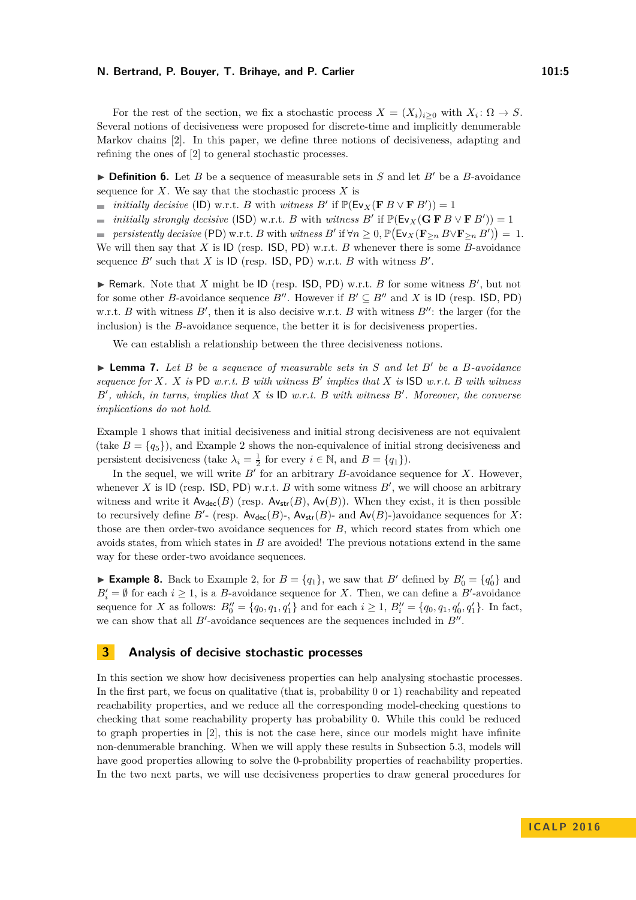For the rest of the section, we fix a stochastic process $X = (X_i)_{i\geq 0}$ with $X_i \colon \Omega \to S$. Several notions of decisiveness were proposed for discrete-time and implicitly denumerable Markov chains [2]. In this paper, we define three notions of decisiveness, adapting and refining the ones of [2] to general stochastic processes.

▶ **Definition 6.** Let $B$ be a sequence of measurable sets in $S$ and let $B'$ be a $B$-avoidance sequence for $X$. We say that the stochastic process $X$ is

- *initially decisive* (ID) w.r.t. $B$ with *witness* $B'$ if $\mathbb{P}(\mathsf{Ev}_X(\mathbf{F}\, B \vee \mathbf{F}\, B')) = 1$
- *initially strongly decisive* (ISD) w.r.t. $B$ with *witness* $B'$ if $\mathbb{P}(\mathsf{Ev}_X(\mathbf{G}\,\mathbf{F}\, B \vee \mathbf{F}\, B')) = 1$
- *persistently decisive* (PD) w.r.t. $B$ with *witness* $B'$ if $\forall n \geq 0, \mathbb{P}\big(\mathsf{Ev}_X(\mathbf{F}_{\geq n}\, B \vee \mathbf{F}_{\geq n}\, B')\big) = 1$.

We will then say that $X$ is ID (resp. ISD, PD) w.r.t. $B$ whenever there is some $B$-avoidance sequence $B'$ such that $X$ is ID (resp. ISD, PD) w.r.t. $B$ with witness $B'$.

▶ Remark. Note that $X$ might be ID (resp. ISD, PD) w.r.t. $B$ for some witness $B'$, but not for some other $B$-avoidance sequence $B''$. However if $B' \subseteq B''$ and $X$ is ID (resp. ISD, PD) w.r.t. $B$ with witness $B'$, then it is also decisive w.r.t. $B$ with witness $B''$: the larger (for the inclusion) is the $B$-avoidance sequence, the better it is for decisiveness properties.

We can establish a relationship between the three decisiveness notions.

▶ **Lemma 7.** *Let $B$ be a sequence of measurable sets in $S$ and let $B'$ be a $B$-avoidance sequence for $X$. $X$ is PD w.r.t. $B$ with witness $B'$ implies that $X$ is ISD w.r.t. $B$ with witness $B'$, which, in turns, implies that $X$ is ID w.r.t. $B$ with witness $B'$. Moreover, the converse implications do not hold.*

Example 1 shows that initial decisiveness and initial strong decisiveness are not equivalent (take $B = \{q_5\}$), and Example 2 shows the non-equivalence of initial strong decisiveness and persistent decisiveness (take $\lambda_i = \frac{1}{2}$ for every $i \in \mathbb{N}$, and $B = \{q_1\}$).

In the sequel, we will write $B'$ for an arbitrary $B$-avoidance sequence for $X$. However, whenever $X$ is ID (resp. ISD, PD) w.r.t. $B$ with some witness $B'$, we will choose an arbitrary witness and write it $\mathsf{Av}_{\mathsf{dec}}(B)$ (resp. $\mathsf{Av}_{\mathsf{str}}(B)$, $\mathsf{Av}(B)$). When they exist, it is then possible to recursively define $B'$- (resp. $\mathsf{Av}_{\mathsf{dec}}(B)$-, $\mathsf{Av}_{\mathsf{str}}(B)$- and $\mathsf{Av}(B)$-)avoidance sequences for $X$: those are then order-two avoidance sequences for $B$, which record states from which one avoids states, from which states in $B$ are avoided! The previous notations extend in the same way for these order-two avoidance sequences.

▶ **Example 8.** Back to Example 2, for $B = \{q_1\}$, we saw that $B'$ defined by $B'_0 = \{q'_0\}$ and $B'_i = \emptyset$ for each $i \geq 1$, is a $B$-avoidance sequence for $X$. Then, we can define a $B'$-avoidance sequence for $X$ as follows: $B''_0 = \{q_0, q_1, q'_1\}$ and for each $i \geq 1$, $B''_i = \{q_0, q_1, q'_0, q'_1\}$. In fact, we can show that all $B'$-avoidance sequences are the sequences included in $B''$.

## 3 Analysis of decisive stochastic processes

In this section we show how decisiveness properties can help analysing stochastic processes. In the first part, we focus on qualitative (that is, probability 0 or 1) reachability and repeated reachability properties, and we reduce all the corresponding model-checking questions to checking that some reachability property has probability 0. While this could be reduced to graph properties in [2], this is not the case here, since our models might have infinite non-denumerable branching. When we will apply these results in Subsection 5.3, models will have good properties allowing to solve the 0-probability properties of reachability properties. In the two next parts, we will use decisiveness properties to draw general procedures for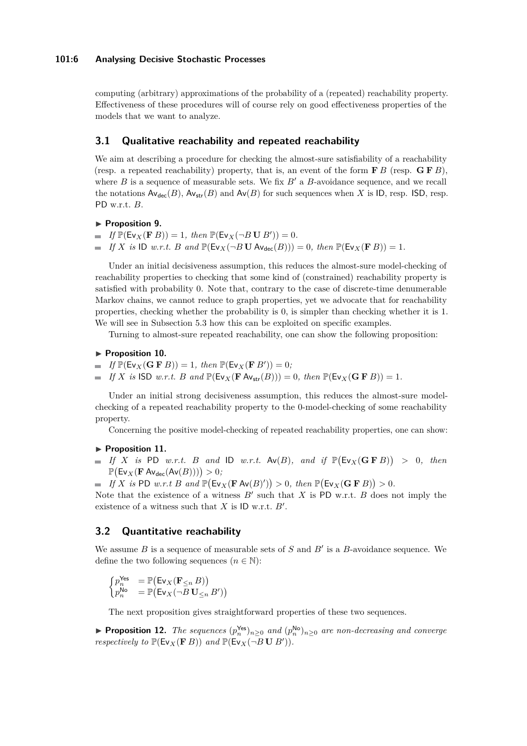computing (arbitrary) approximations of the probability of a (repeated) reachability property. Effectiveness of these procedures will of course rely on good effectiveness properties of the models that we want to analyze.

## 3.1 Qualitative reachability and repeated reachability

We aim at describing a procedure for checking the almost-sure satisfiability of a reachability (resp. a repeated reachability) property, that is, an event of the form $\mathbf{F}\,B$ (resp. $\mathbf{G}\,\mathbf{F}\,B$), where $B$ is a sequence of measurable sets. We fix $B'$ a $B$-avoidance sequence, and we recall the notations $\mathsf{Av}_{\mathsf{dec}}(B)$, $\mathsf{Av}_{\mathsf{str}}(B)$ and $\mathsf{Av}(B)$ for such sequences when $X$ is ID, resp. ISD, resp. PD w.r.t. $B$.

▶ **Proposition 9.**

- *If* $\mathbb{P}(\mathsf{Ev}_X(\mathbf{F}\,B)) = 1$*, then* $\mathbb{P}(\mathsf{Ev}_X(\neg B\,\mathbf{U}\,B')) = 0$*.*
- *If* $X$ *is* ID *w.r.t.* $B$ *and* $\mathbb{P}(\mathsf{Ev}_X(\neg B\,\mathbf{U}\,\mathsf{Av}_{\mathsf{dec}}(B))) = 0$*, then* $\mathbb{P}(\mathsf{Ev}_X(\mathbf{F}\,B)) = 1$*.*

Under an initial decisiveness assumption, this reduces the almost-sure model-checking of reachability properties to checking that some kind of (constrained) reachability property is satisfied with probability 0. Note that, contrary to the case of discrete-time denumerable Markov chains, we cannot reduce to graph properties, yet we advocate that for reachability properties, checking whether the probability is 0, is simpler than checking whether it is 1. We will see in Subsection 5.3 how this can be exploited on specific examples.

Turning to almost-sure repeated reachability, one can show the following proposition:

▶ **Proposition 10.**

- *If* $\mathbb{P}(\mathsf{Ev}_X(\mathbf{G}\,\mathbf{F}\,B)) = 1$*, then* $\mathbb{P}(\mathsf{Ev}_X(\mathbf{F}\,B')) = 0$*;*
- *If* $X$ *is* ISD *w.r.t.* $B$ *and* $\mathbb{P}(\mathsf{Ev}_X(\mathbf{F}\,\mathsf{Av}_{\mathsf{str}}(B))) = 0$*, then* $\mathbb{P}(\mathsf{Ev}_X(\mathbf{G}\,\mathbf{F}\,B)) = 1$*.*

Under an initial strong decisiveness assumption, this reduces the almost-sure model-checking of a repeated reachability property to the 0-model-checking of some reachability property.

Concerning the positive model-checking of repeated reachability properties, one can show:

▶ **Proposition 11.**

- *If* $X$ *is* PD *w.r.t.* $B$ *and* ID *w.r.t.* $\mathsf{Av}(B)$*, and if* $\mathbb{P}\big(\mathsf{Ev}_X(\mathbf{G}\,\mathbf{F}\,B)\big) > 0$*, then* $\mathbb{P}\big(\mathsf{Ev}_X(\mathbf{F}\,\mathsf{Av}_{\mathsf{dec}}(\mathsf{Av}(B)))\big) > 0$*;*
- *If* $X$ *is* PD *w.r.t* $B$ *and* $\mathbb{P}\big(\mathsf{Ev}_X(\mathbf{F}\,\mathsf{Av}(B)')\big) > 0$*, then* $\mathbb{P}\big(\mathsf{Ev}_X(\mathbf{G}\,\mathbf{F}\,B)\big) > 0$*.*

Note that the existence of a witness $B'$ such that $X$ is PD w.r.t. $B$ does not imply the existence of a witness such that $X$ is ID w.r.t. $B'$.

## 3.2 Quantitative reachability

We assume $B$ is a sequence of measurable sets of $S$ and $B'$ is a $B$-avoidance sequence. We define the two following sequences ($n \in \mathbb{N}$):

$$\begin{cases} p_n^{\mathsf{Yes}} &= \mathbb{P}\big(\mathsf{Ev}_X(\mathbf{F}_{\leq n}\,B)\big) \\ p_n^{\mathsf{No}} &= \mathbb{P}\big(\mathsf{Ev}_X(\neg B\,\mathbf{U}_{\leq n}\,B')\big) \end{cases}$$

The next proposition gives straightforward properties of these two sequences.

▶ **Proposition 12.** *The sequences* $(p_n^{\mathsf{Yes}})_{n\geq 0}$ *and* $(p_n^{\mathsf{No}})_{n\geq 0}$ *are non-decreasing and converge respectively to* $\mathbb{P}(\mathsf{Ev}_X(\mathbf{F}\,B))$ *and* $\mathbb{P}(\mathsf{Ev}_X(\neg B\,\mathbf{U}\,B'))$*.*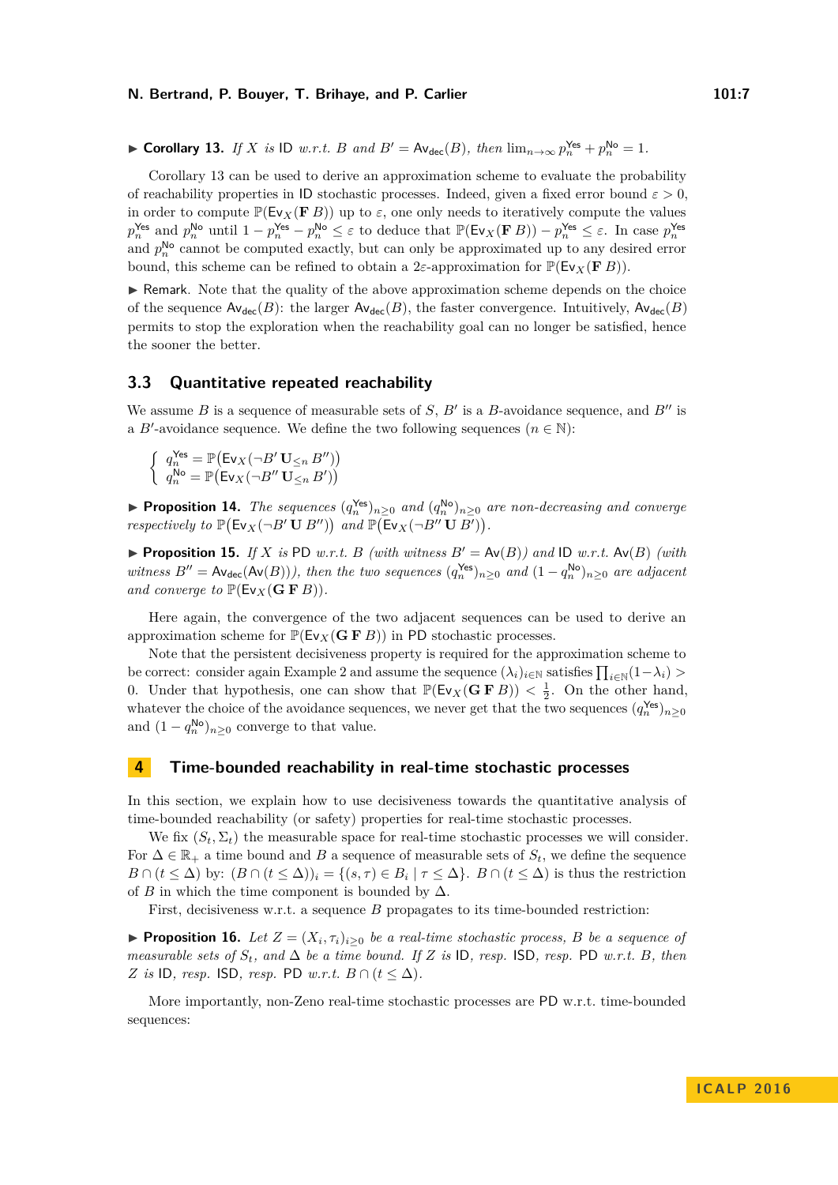▶ **Corollary 13.** *If $X$ is* ID *w.r.t. $B$ and $B' = \mathsf{Av}_{\mathsf{dec}}(B)$, then $\lim_{n\to\infty} p_n^{\mathsf{Yes}} + p_n^{\mathsf{No}} = 1$.*

Corollary 13 can be used to derive an approximation scheme to evaluate the probability of reachability properties in ID stochastic processes. Indeed, given a fixed error bound $\varepsilon > 0$, in order to compute $\mathbb{P}(\mathsf{Ev}_X(\mathbf{F}\, B))$ up to $\varepsilon$, one only needs to iteratively compute the values $p_n^{\mathsf{Yes}}$ and $p_n^{\mathsf{No}}$ until $1 - p_n^{\mathsf{Yes}} - p_n^{\mathsf{No}} \leq \varepsilon$ to deduce that $\mathbb{P}(\mathsf{Ev}_X(\mathbf{F}\, B)) - p_n^{\mathsf{Yes}} \leq \varepsilon$. In case $p_n^{\mathsf{Yes}}$ and $p_n^{\mathsf{No}}$ cannot be computed exactly, but can only be approximated up to any desired error bound, this scheme can be refined to obtain a $2\varepsilon$-approximation for $\mathbb{P}(\mathsf{Ev}_X(\mathbf{F}\, B))$.

▶ Remark. Note that the quality of the above approximation scheme depends on the choice of the sequence $\mathsf{Av}_{\mathsf{dec}}(B)$: the larger $\mathsf{Av}_{\mathsf{dec}}(B)$, the faster convergence. Intuitively, $\mathsf{Av}_{\mathsf{dec}}(B)$ permits to stop the exploration when the reachability goal can no longer be satisfied, hence the sooner the better.

## 3.3 Quantitative repeated reachability

We assume $B$ is a sequence of measurable sets of $S$, $B'$ is a $B$-avoidance sequence, and $B''$ is a $B'$-avoidance sequence. We define the two following sequences ($n \in \mathbb{N}$):

$$\begin{cases} q_n^{\mathsf{Yes}} = \mathbb{P}\big(\mathsf{Ev}_X(\neg B'\, \mathbf{U}_{\leq n}\, B'')\big) \\ q_n^{\mathsf{No}} = \mathbb{P}\big(\mathsf{Ev}_X(\neg B''\, \mathbf{U}_{\leq n}\, B')\big) \end{cases}$$

▶ **Proposition 14.** *The sequences $(q_n^{\mathsf{Yes}})_{n\geq 0}$ and $(q_n^{\mathsf{No}})_{n\geq 0}$ are non-decreasing and converge respectively to $\mathbb{P}\big(\mathsf{Ev}_X(\neg B'\, \mathbf{U}\, B'')\big)$ and $\mathbb{P}\big(\mathsf{Ev}_X(\neg B''\, \mathbf{U}\, B')\big)$.*

▶ **Proposition 15.** *If $X$ is* PD *w.r.t. $B$ (with witness $B' = \mathsf{Av}(B)$) and* ID *w.r.t. $\mathsf{Av}(B)$ (with witness $B'' = \mathsf{Av}_{\mathsf{dec}}(\mathsf{Av}(B))$), then the two sequences $(q_n^{\mathsf{Yes}})_{n\geq 0}$ and $(1 - q_n^{\mathsf{No}})_{n\geq 0}$ are adjacent and converge to $\mathbb{P}(\mathsf{Ev}_X(\mathbf{G}\,\mathbf{F}\, B))$.*

Here again, the convergence of the two adjacent sequences can be used to derive an approximation scheme for $\mathbb{P}(\mathsf{Ev}_X(\mathbf{G}\,\mathbf{F}\, B))$ in PD stochastic processes.

Note that the persistent decisiveness property is required for the approximation scheme to be correct: consider again Example 2 and assume the sequence $(\lambda_i)_{i\in\mathbb{N}}$ satisfies $\prod_{i\in\mathbb{N}}(1-\lambda_i) > 0$. Under that hypothesis, one can show that $\mathbb{P}(\mathsf{Ev}_X(\mathbf{G}\,\mathbf{F}\, B)) < \frac{1}{2}$. On the other hand, whatever the choice of the avoidance sequences, we never get that the two sequences $(q_n^{\mathsf{Yes}})_{n\geq 0}$ and $(1 - q_n^{\mathsf{No}})_{n\geq 0}$ converge to that value.

# 4 Time-bounded reachability in real-time stochastic processes

In this section, we explain how to use decisiveness towards the quantitative analysis of time-bounded reachability (or safety) properties for real-time stochastic processes.

We fix $(S_t, \Sigma_t)$ the measurable space for real-time stochastic processes we will consider. For $\Delta \in \mathbb{R}_+$ a time bound and $B$ a sequence of measurable sets of $S_t$, we define the sequence $B \cap (t \leq \Delta)$ by: $(B \cap (t \leq \Delta))_i = \{(s, \tau) \in B_i \mid \tau \leq \Delta\}$. $B \cap (t \leq \Delta)$ is thus the restriction of $B$ in which the time component is bounded by $\Delta$.

First, decisiveness w.r.t. a sequence $B$ propagates to its time-bounded restriction:

▶ **Proposition 16.** *Let $Z = (X_i, \tau_i)_{i\geq 0}$ be a real-time stochastic process, $B$ be a sequence of measurable sets of $S_t$, and $\Delta$ be a time bound. If $Z$ is* ID*, resp.* ISD*, resp.* PD *w.r.t. $B$, then $Z$ is* ID*, resp.* ISD*, resp.* PD *w.r.t. $B \cap (t \leq \Delta)$.*

More importantly, non-Zeno real-time stochastic processes are PD w.r.t. time-bounded sequences: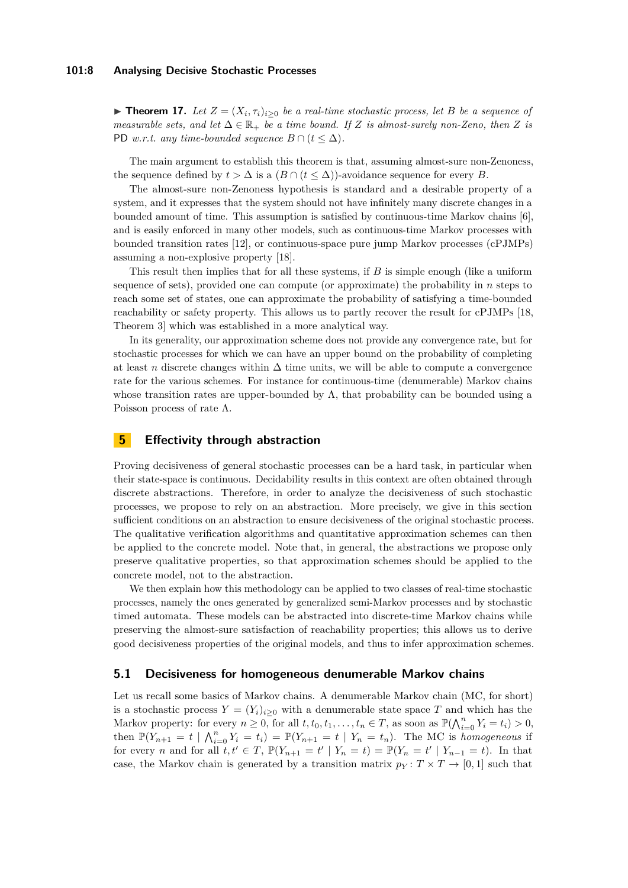▶ **Theorem 17.** *Let $Z = (X_i, \tau_i)_{i\geq 0}$ be a real-time stochastic process, let $B$ be a sequence of measurable sets, and let $\Delta \in \mathbb{R}_+$ be a time bound. If $Z$ is almost-surely non-Zeno, then $Z$ is* PD *w.r.t. any time-bounded sequence $B \cap (t \leq \Delta)$.*

The main argument to establish this theorem is that, assuming almost-sure non-Zenoness, the sequence defined by $t > \Delta$ is a $(B \cap (t \leq \Delta))$-avoidance sequence for every $B$.

The almost-sure non-Zenoness hypothesis is standard and a desirable property of a system, and it expresses that the system should not have infinitely many discrete changes in a bounded amount of time. This assumption is satisfied by continuous-time Markov chains [6], and is easily enforced in many other models, such as continuous-time Markov processes with bounded transition rates [12], or continuous-space pure jump Markov processes (cPJMPs) assuming a non-explosive property [18].

This result then implies that for all these systems, if $B$ is simple enough (like a uniform sequence of sets), provided one can compute (or approximate) the probability in $n$ steps to reach some set of states, one can approximate the probability of satisfying a time-bounded reachability or safety property. This allows us to partly recover the result for cPJMPs [18, Theorem 3] which was established in a more analytical way.

In its generality, our approximation scheme does not provide any convergence rate, but for stochastic processes for which we can have an upper bound on the probability of completing at least $n$ discrete changes within $\Delta$ time units, we will be able to compute a convergence rate for the various schemes. For instance for continuous-time (denumerable) Markov chains whose transition rates are upper-bounded by $\Lambda$, that probability can be bounded using a Poisson process of rate $\Lambda$.

## 5 Effectivity through abstraction

Proving decisiveness of general stochastic processes can be a hard task, in particular when their state-space is continuous. Decidability results in this context are often obtained through discrete abstractions. Therefore, in order to analyze the decisiveness of such stochastic processes, we propose to rely on an abstraction. More precisely, we give in this section sufficient conditions on an abstraction to ensure decisiveness of the original stochastic process. The qualitative verification algorithms and quantitative approximation schemes can then be applied to the concrete model. Note that, in general, the abstractions we propose only preserve qualitative properties, so that approximation schemes should be applied to the concrete model, not to the abstraction.

We then explain how this methodology can be applied to two classes of real-time stochastic processes, namely the ones generated by generalized semi-Markov processes and by stochastic timed automata. These models can be abstracted into discrete-time Markov chains while preserving the almost-sure satisfaction of reachability properties; this allows us to derive good decisiveness properties of the original models, and thus to infer approximation schemes.

### 5.1 Decisiveness for homogeneous denumerable Markov chains

Let us recall some basics of Markov chains. A denumerable Markov chain (MC, for short) is a stochastic process $Y = (Y_i)_{i\geq 0}$ with a denumerable state space $T$ and which has the Markov property: for every $n \geq 0$, for all $t, t_0, t_1, \ldots, t_n \in T$, as soon as $\mathbb{P}(\bigwedge_{i=0}^{n} Y_i = t_i) > 0$, then $\mathbb{P}(Y_{n+1} = t \mid \bigwedge_{i=0}^{n} Y_i = t_i) = \mathbb{P}(Y_{n+1} = t \mid Y_n = t_n)$. The MC is *homogeneous* if for every $n$ and for all $t, t' \in T$, $\mathbb{P}(Y_{n+1} = t' \mid Y_n = t) = \mathbb{P}(Y_n = t' \mid Y_{n-1} = t)$. In that case, the Markov chain is generated by a transition matrix $p_Y : T \times T \to [0, 1]$ such that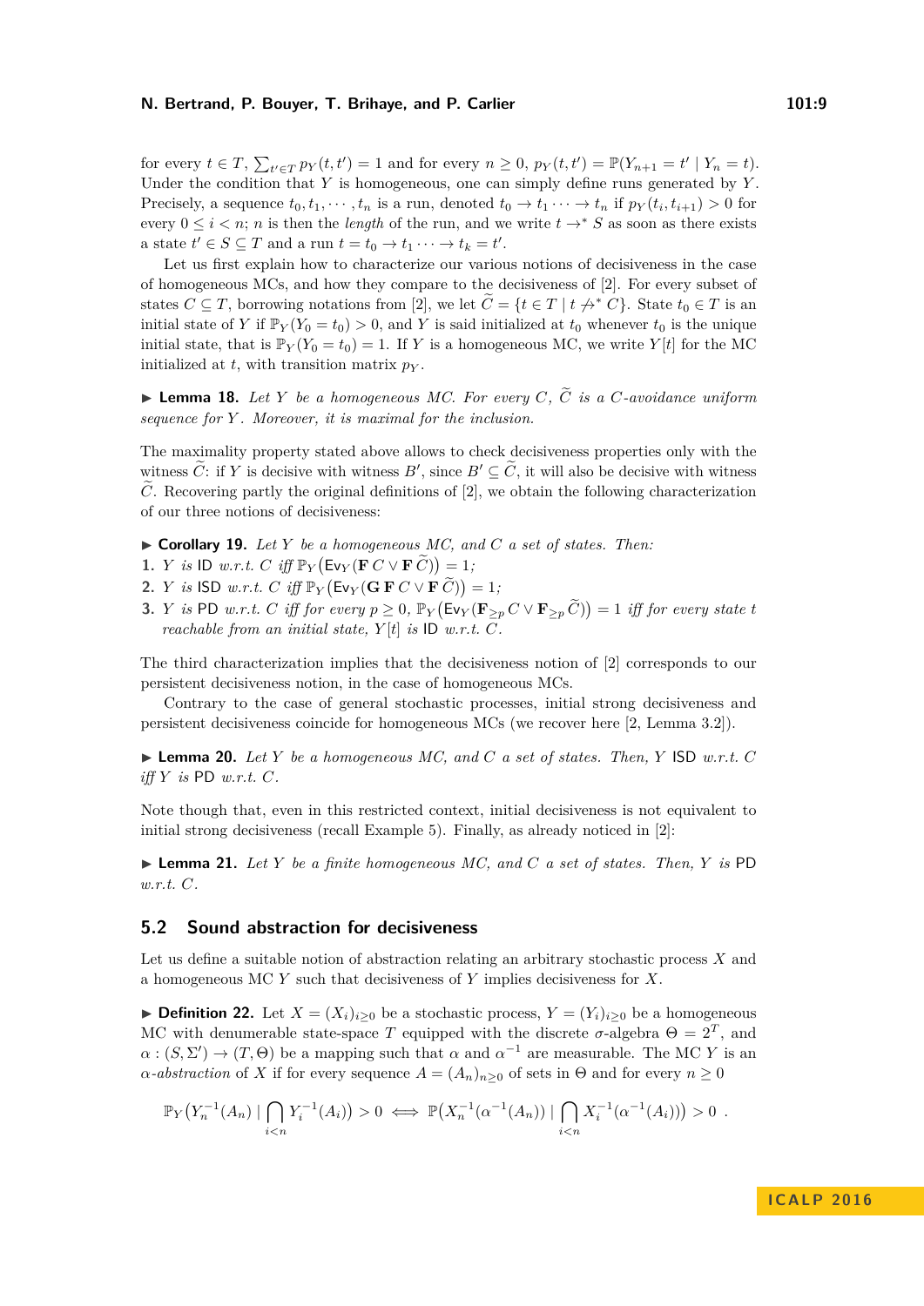for every $t \in T$, $\sum_{t' \in T} p_Y(t,t') = 1$ and for every $n \geq 0$, $p_Y(t,t') = \mathbb{P}(Y_{n+1} = t' \mid Y_n = t)$. Under the condition that $Y$ is homogeneous, one can simply define runs generated by $Y$. Precisely, a sequence $t_0, t_1, \cdots, t_n$ is a run, denoted $t_0 \to t_1 \cdots \to t_n$ if $p_Y(t_i, t_{i+1}) > 0$ for every $0 \leq i < n$; $n$ is then the *length* of the run, and we write $t \to^* S$ as soon as there exists a state $t' \in S \subseteq T$ and a run $t = t_0 \to t_1 \cdots \to t_k = t'$.

Let us first explain how to characterize our various notions of decisiveness in the case of homogeneous MCs, and how they compare to the decisiveness of [2]. For every subset of states $C \subseteq T$, borrowing notations from [2], we let $\widetilde{C} = \{t \in T \mid t \not\to^* C\}$. State $t_0 \in T$ is an initial state of $Y$ if $\mathbb{P}_Y(Y_0 = t_0) > 0$, and $Y$ is said initialized at $t_0$ whenever $t_0$ is the unique initial state, that is $\mathbb{P}_Y(Y_0 = t_0) = 1$. If $Y$ is a homogeneous MC, we write $Y[t]$ for the MC initialized at $t$, with transition matrix $p_Y$.

▶ **Lemma 18.** *Let $Y$ be a homogeneous MC. For every $C$, $\widetilde{C}$ is a $C$-avoidance uniform sequence for $Y$. Moreover, it is maximal for the inclusion.*

The maximality property stated above allows to check decisiveness properties only with the witness $\widetilde{C}$: if $Y$ is decisive with witness $B'$, since $B' \subseteq \widetilde{C}$, it will also be decisive with witness $\widetilde{C}$. Recovering partly the original definitions of [2], we obtain the following characterization of our three notions of decisiveness:

▶ **Corollary 19.** *Let $Y$ be a homogeneous MC, and $C$ a set of states. Then:*

1. *$Y$ is ID w.r.t. $C$ iff $\mathbb{P}_Y\big(\mathsf{Ev}_Y(\mathbf{F}\, C \vee \mathbf{F}\, \widetilde{C})\big) = 1$;*
2. *$Y$ is ISD w.r.t. $C$ iff $\mathbb{P}_Y\big(\mathsf{Ev}_Y(\mathbf{G}\,\mathbf{F}\, C \vee \mathbf{F}\, \widetilde{C})\big) = 1$;*
3. *$Y$ is PD w.r.t. $C$ iff for every $p \geq 0$, $\mathbb{P}_Y\big(\mathsf{Ev}_Y(\mathbf{F}_{\geq p}\, C \vee \mathbf{F}_{\geq p}\, \widetilde{C})\big) = 1$ iff for every state $t$ reachable from an initial state, $Y[t]$ is ID w.r.t. $C$.*

The third characterization implies that the decisiveness notion of [2] corresponds to our persistent decisiveness notion, in the case of homogeneous MCs.

Contrary to the case of general stochastic processes, initial strong decisiveness and persistent decisiveness coincide for homogeneous MCs (we recover here [2, Lemma 3.2]).

▶ **Lemma 20.** *Let $Y$ be a homogeneous MC, and $C$ a set of states. Then, $Y$ ISD w.r.t. $C$ iff $Y$ is PD w.r.t. $C$.*

Note though that, even in this restricted context, initial decisiveness is not equivalent to initial strong decisiveness (recall Example 5). Finally, as already noticed in [2]:

▶ **Lemma 21.** *Let $Y$ be a finite homogeneous MC, and $C$ a set of states. Then, $Y$ is PD w.r.t. $C$.*

## 5.2 Sound abstraction for decisiveness

Let us define a suitable notion of abstraction relating an arbitrary stochastic process $X$ and a homogeneous MC $Y$ such that decisiveness of $Y$ implies decisiveness for $X$.

▶ **Definition 22.** Let $X = (X_i)_{i \geq 0}$ be a stochastic process, $Y = (Y_i)_{i \geq 0}$ be a homogeneous MC with denumerable state-space $T$ equipped with the discrete $\sigma$-algebra $\Theta = 2^T$, and $\alpha : (S, \Sigma') \to (T, \Theta)$ be a mapping such that $\alpha$ and $\alpha^{-1}$ are measurable. The MC $Y$ is an *$\alpha$-abstraction* of $X$ if for every sequence $A = (A_n)_{n \geq 0}$ of sets in $\Theta$ and for every $n \geq 0$

$$\mathbb{P}_Y\big(Y_n^{-1}(A_n) \mid \bigcap_{i<n} Y_i^{-1}(A_i)\big) > 0 \iff \mathbb{P}\big(X_n^{-1}(\alpha^{-1}(A_n)) \mid \bigcap_{i<n} X_i^{-1}(\alpha^{-1}(A_i))\big) > 0 \ .$$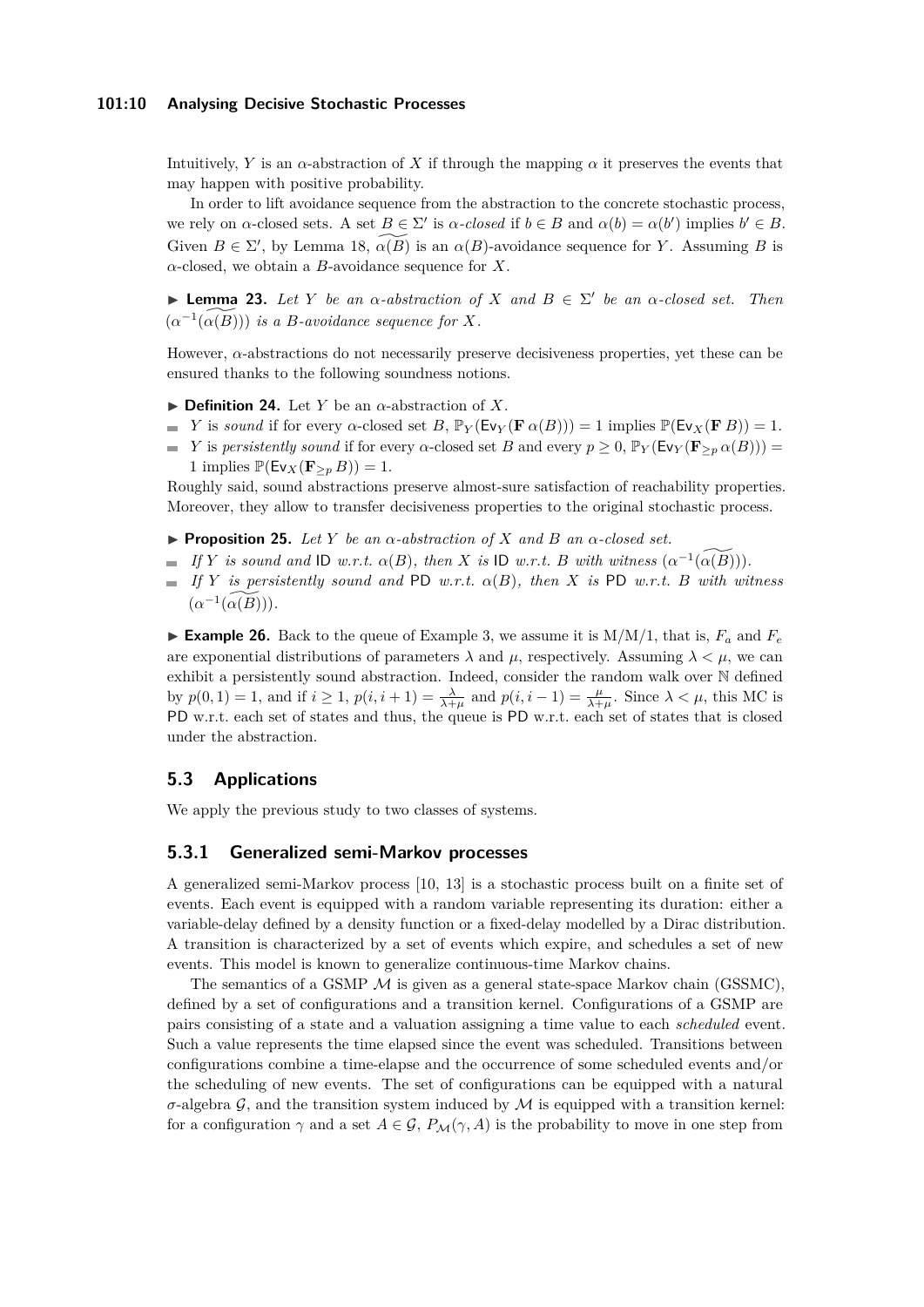Intuitively, $Y$ is an $\alpha$-abstraction of $X$ if through the mapping $\alpha$ it preserves the events that may happen with positive probability.

In order to lift avoidance sequence from the abstraction to the concrete stochastic process, we rely on $\alpha$-closed sets. A set $B \in \Sigma'$ is *$\alpha$-closed* if $b \in B$ and $\alpha(b) = \alpha(b')$ implies $b' \in B$. Given $B \in \Sigma'$, by Lemma 18, $\widetilde{\alpha(B)}$ is an $\alpha(B)$-avoidance sequence for $Y$. Assuming $B$ is $\alpha$-closed, we obtain a $B$-avoidance sequence for $X$.

▶ **Lemma 23.** *Let $Y$ be an $\alpha$-abstraction of $X$ and $B \in \Sigma'$ be an $\alpha$-closed set. Then $(\alpha^{-1}(\widetilde{\alpha(B)}))$ is a $B$-avoidance sequence for $X$.*

However, $\alpha$-abstractions do not necessarily preserve decisiveness properties, yet these can be ensured thanks to the following soundness notions.

▶ **Definition 24.** Let $Y$ be an $\alpha$-abstraction of $X$.

- $Y$ is *sound* if for every $\alpha$-closed set $B$, $\mathbb{P}_Y(\mathsf{Ev}_Y(\mathbf{F}\, \alpha(B))) = 1$ implies $\mathbb{P}(\mathsf{Ev}_X(\mathbf{F}\, B)) = 1$.
- $Y$ is *persistently sound* if for every $\alpha$-closed set $B$ and every $p \geq 0$, $\mathbb{P}_Y(\mathsf{Ev}_Y(\mathbf{F}_{\geq p}\, \alpha(B))) = 1$ implies $\mathbb{P}(\mathsf{Ev}_X(\mathbf{F}_{\geq p}\, B)) = 1$.

Roughly said, sound abstractions preserve almost-sure satisfaction of reachability properties. Moreover, they allow to transfer decisiveness properties to the original stochastic process.

▶ **Proposition 25.** *Let $Y$ be an $\alpha$-abstraction of $X$ and $B$ an $\alpha$-closed set.*

- *If $Y$ is sound and* ID *w.r.t. $\alpha(B)$, then $X$ is* ID *w.r.t. $B$ with witness $(\alpha^{-1}(\widetilde{\alpha(B)}))$.*
- *If $Y$ is persistently sound and* PD *w.r.t. $\alpha(B)$, then $X$ is* PD *w.r.t. $B$ with witness $(\alpha^{-1}(\widetilde{\alpha(B)}))$.*

▶ **Example 26.** Back to the queue of Example 3, we assume it is M/M/1, that is, $F_a$ and $F_e$ are exponential distributions of parameters $\lambda$ and $\mu$, respectively. Assuming $\lambda < \mu$, we can exhibit a persistently sound abstraction. Indeed, consider the random walk over $\mathbb{N}$ defined by $p(0, 1) = 1$, and if $i \geq 1$, $p(i, i+1) = \frac{\lambda}{\lambda+\mu}$ and $p(i, i-1) = \frac{\mu}{\lambda+\mu}$. Since $\lambda < \mu$, this MC is PD w.r.t. each set of states and thus, the queue is PD w.r.t. each set of states that is closed under the abstraction.

## 5.3 Applications

We apply the previous study to two classes of systems.

### 5.3.1 Generalized semi-Markov processes

A generalized semi-Markov process [10, 13] is a stochastic process built on a finite set of events. Each event is equipped with a random variable representing its duration: either a variable-delay defined by a density function or a fixed-delay modelled by a Dirac distribution. A transition is characterized by a set of events which expire, and schedules a set of new events. This model is known to generalize continuous-time Markov chains.

The semantics of a GSMP $\mathcal{M}$ is given as a general state-space Markov chain (GSSMC), defined by a set of configurations and a transition kernel. Configurations of a GSMP are pairs consisting of a state and a valuation assigning a time value to each *scheduled* event. Such a value represents the time elapsed since the event was scheduled. Transitions between configurations combine a time-elapse and the occurrence of some scheduled events and/or the scheduling of new events. The set of configurations can be equipped with a natural $\sigma$-algebra $\mathcal{G}$, and the transition system induced by $\mathcal{M}$ is equipped with a transition kernel: for a configuration $\gamma$ and a set $A \in \mathcal{G}$, $P_{\mathcal{M}}(\gamma, A)$ is the probability to move in one step from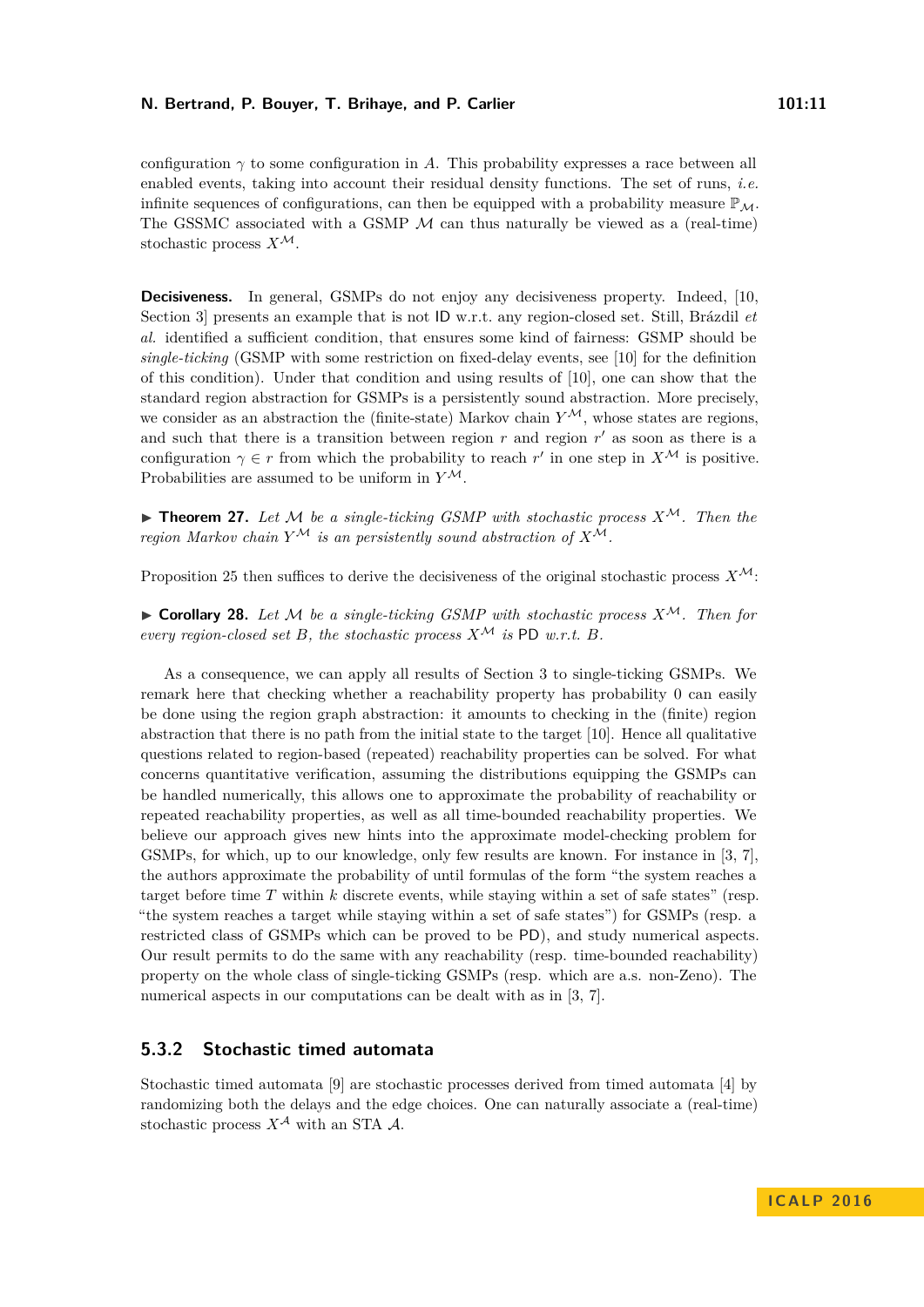configuration $\gamma$ to some configuration in $A$. This probability expresses a race between all enabled events, taking into account their residual density functions. The set of runs, *i.e.* infinite sequences of configurations, can then be equipped with a probability measure $\mathbb{P}_{\mathcal{M}}$. The GSSMC associated with a GSMP $\mathcal{M}$ can thus naturally be viewed as a (real-time) stochastic process $X^{\mathcal{M}}$.

**Decisiveness.** In general, GSMPs do not enjoy any decisiveness property. Indeed, [10, Section 3] presents an example that is not ID w.r.t. any region-closed set. Still, Brázdil *et al.* identified a sufficient condition, that ensures some kind of fairness: GSMP should be *single-ticking* (GSMP with some restriction on fixed-delay events, see [10] for the definition of this condition). Under that condition and using results of [10], one can show that the standard region abstraction for GSMPs is a persistently sound abstraction. More precisely, we consider as an abstraction the (finite-state) Markov chain $Y^{\mathcal{M}}$, whose states are regions, and such that there is a transition between region $r$ and region $r'$ as soon as there is a configuration $\gamma \in r$ from which the probability to reach $r'$ in one step in $X^{\mathcal{M}}$ is positive. Probabilities are assumed to be uniform in $Y^{\mathcal{M}}$.

▶ **Theorem 27.** *Let $\mathcal{M}$ be a single-ticking GSMP with stochastic process $X^{\mathcal{M}}$. Then the region Markov chain $Y^{\mathcal{M}}$ is an persistently sound abstraction of $X^{\mathcal{M}}$.*

Proposition 25 then suffices to derive the decisiveness of the original stochastic process $X^{\mathcal{M}}$:

▶ **Corollary 28.** *Let $\mathcal{M}$ be a single-ticking GSMP with stochastic process $X^{\mathcal{M}}$. Then for every region-closed set $B$, the stochastic process $X^{\mathcal{M}}$ is PD w.r.t. $B$.*

As a consequence, we can apply all results of Section 3 to single-ticking GSMPs. We remark here that checking whether a reachability property has probability 0 can easily be done using the region graph abstraction: it amounts to checking in the (finite) region abstraction that there is no path from the initial state to the target [10]. Hence all qualitative questions related to region-based (repeated) reachability properties can be solved. For what concerns quantitative verification, assuming the distributions equipping the GSMPs can be handled numerically, this allows one to approximate the probability of reachability or repeated reachability properties, as well as all time-bounded reachability properties. We believe our approach gives new hints into the approximate model-checking problem for GSMPs, for which, up to our knowledge, only few results are known. For instance in [3, 7], the authors approximate the probability of until formulas of the form "the system reaches a target before time $T$ within $k$ discrete events, while staying within a set of safe states" (resp. "the system reaches a target while staying within a set of safe states") for GSMPs (resp. a restricted class of GSMPs which can be proved to be PD), and study numerical aspects. Our result permits to do the same with any reachability (resp. time-bounded reachability) property on the whole class of single-ticking GSMPs (resp. which are a.s. non-Zeno). The numerical aspects in our computations can be dealt with as in [3, 7].

### 5.3.2 Stochastic timed automata

Stochastic timed automata [9] are stochastic processes derived from timed automata [4] by randomizing both the delays and the edge choices. One can naturally associate a (real-time) stochastic process $X^{\mathcal{A}}$ with an STA $\mathcal{A}$.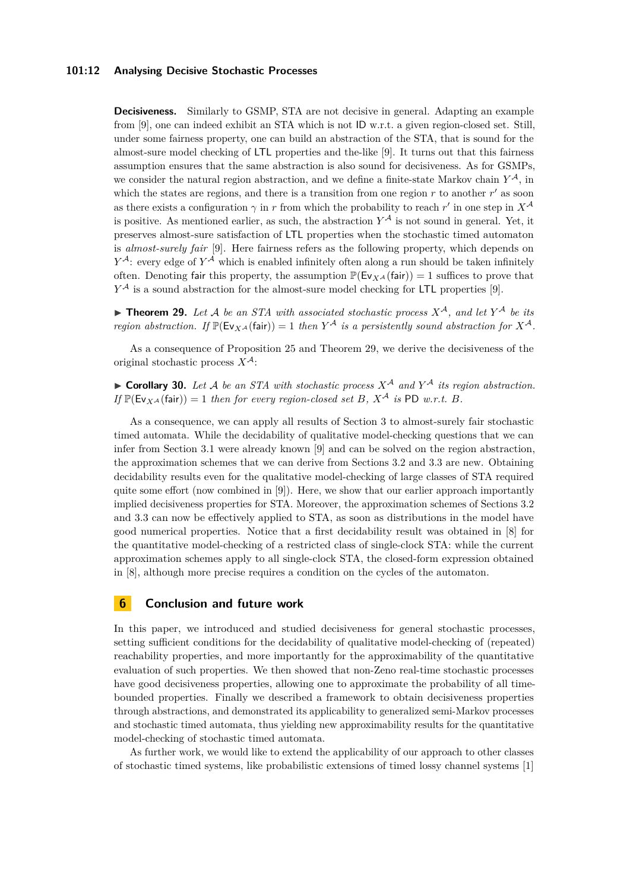**Decisiveness.** Similarly to GSMP, STA are not decisive in general. Adapting an example from [9], one can indeed exhibit an STA which is not ID w.r.t. a given region-closed set. Still, under some fairness property, one can build an abstraction of the STA, that is sound for the almost-sure model checking of LTL properties and the-like [9]. It turns out that this fairness assumption ensures that the same abstraction is also sound for decisiveness. As for GSMPs, we consider the natural region abstraction, and we define a finite-state Markov chain $Y^{\mathcal{A}}$, in which the states are regions, and there is a transition from one region $r$ to another $r'$ as soon as there exists a configuration $\gamma$ in $r$ from which the probability to reach $r'$ in one step in $X^{\mathcal{A}}$ is positive. As mentioned earlier, as such, the abstraction $Y^{\mathcal{A}}$ is not sound in general. Yet, it preserves almost-sure satisfaction of LTL properties when the stochastic timed automaton is *almost-surely fair* [9]. Here fairness refers as the following property, which depends on $Y^{\mathcal{A}}$: every edge of $Y^{\mathcal{A}}$ which is enabled infinitely often along a run should be taken infinitely often. Denoting fair this property, the assumption $\mathbb{P}(\mathsf{Ev}_{X^{\mathcal{A}}}(\mathsf{fair})) = 1$ suffices to prove that $Y^{\mathcal{A}}$ is a sound abstraction for the almost-sure model checking for LTL properties [9].

▶ **Theorem 29.** *Let $\mathcal{A}$ be an STA with associated stochastic process $X^{\mathcal{A}}$, and let $Y^{\mathcal{A}}$ be its region abstraction. If $\mathbb{P}(\mathsf{Ev}_{X^{\mathcal{A}}}(\mathsf{fair})) = 1$ then $Y^{\mathcal{A}}$ is a persistently sound abstraction for $X^{\mathcal{A}}$.*

As a consequence of Proposition 25 and Theorem 29, we derive the decisiveness of the original stochastic process $X^{\mathcal{A}}$:

▶ **Corollary 30.** *Let $\mathcal{A}$ be an STA with stochastic process $X^{\mathcal{A}}$ and $Y^{\mathcal{A}}$ its region abstraction. If $\mathbb{P}(\mathsf{Ev}_{X^{\mathcal{A}}}(\mathsf{fair})) = 1$ then for every region-closed set $B$, $X^{\mathcal{A}}$ is PD w.r.t. $B$.*

As a consequence, we can apply all results of Section 3 to almost-surely fair stochastic timed automata. While the decidability of qualitative model-checking questions that we can infer from Section 3.1 were already known [9] and can be solved on the region abstraction, the approximation schemes that we can derive from Sections 3.2 and 3.3 are new. Obtaining decidability results even for the qualitative model-checking of large classes of STA required quite some effort (now combined in [9]). Here, we show that our earlier approach importantly implied decisiveness properties for STA. Moreover, the approximation schemes of Sections 3.2 and 3.3 can now be effectively applied to STA, as soon as distributions in the model have good numerical properties. Notice that a first decidability result was obtained in [8] for the quantitative model-checking of a restricted class of single-clock STA: while the current approximation schemes apply to all single-clock STA, the closed-form expression obtained in [8], although more precise requires a condition on the cycles of the automaton.

# 6 Conclusion and future work

In this paper, we introduced and studied decisiveness for general stochastic processes, setting sufficient conditions for the decidability of qualitative model-checking of (repeated) reachability properties, and more importantly for the approximability of the quantitative evaluation of such properties. We then showed that non-Zeno real-time stochastic processes have good decisiveness properties, allowing one to approximate the probability of all time-bounded properties. Finally we described a framework to obtain decisiveness properties through abstractions, and demonstrated its applicability to generalized semi-Markov processes and stochastic timed automata, thus yielding new approximability results for the quantitative model-checking of stochastic timed automata.

As further work, we would like to extend the applicability of our approach to other classes of stochastic timed systems, like probabilistic extensions of timed lossy channel systems [1]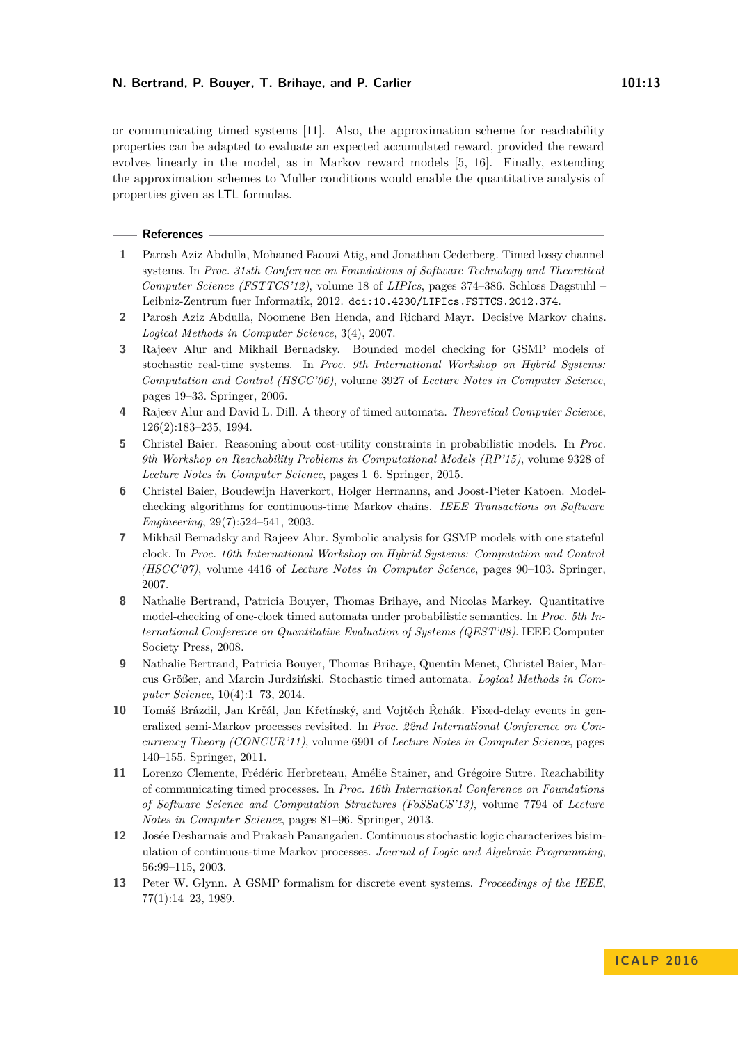or communicating timed systems [11]. Also, the approximation scheme for reachability properties can be adapted to evaluate an expected accumulated reward, provided the reward evolves linearly in the model, as in Markov reward models [5, 16]. Finally, extending the approximation schemes to Muller conditions would enable the quantitative analysis of properties given as LTL formulas.

## References

1. Parosh Aziz Abdulla, Mohamed Faouzi Atig, and Jonathan Cederberg. Timed lossy channel systems. In *Proc. 31sth Conference on Foundations of Software Technology and Theoretical Computer Science (FSTTCS'12)*, volume 18 of *LIPIcs*, pages 374–386. Schloss Dagstuhl – Leibniz-Zentrum fuer Informatik, 2012. `doi:10.4230/LIPIcs.FSTTCS.2012.374`.
2. Parosh Aziz Abdulla, Noomene Ben Henda, and Richard Mayr. Decisive Markov chains. *Logical Methods in Computer Science*, 3(4), 2007.
3. Rajeev Alur and Mikhail Bernadsky. Bounded model checking for GSMP models of stochastic real-time systems. In *Proc. 9th International Workshop on Hybrid Systems: Computation and Control (HSCC'06)*, volume 3927 of *Lecture Notes in Computer Science*, pages 19–33. Springer, 2006.
4. Rajeev Alur and David L. Dill. A theory of timed automata. *Theoretical Computer Science*, 126(2):183–235, 1994.
5. Christel Baier. Reasoning about cost-utility constraints in probabilistic models. In *Proc. 9th Workshop on Reachability Problems in Computational Models (RP'15)*, volume 9328 of *Lecture Notes in Computer Science*, pages 1–6. Springer, 2015.
6. Christel Baier, Boudewijn Haverkort, Holger Hermanns, and Joost-Pieter Katoen. Model-checking algorithms for continuous-time Markov chains. *IEEE Transactions on Software Engineering*, 29(7):524–541, 2003.
7. Mikhail Bernadsky and Rajeev Alur. Symbolic analysis for GSMP models with one stateful clock. In *Proc. 10th International Workshop on Hybrid Systems: Computation and Control (HSCC'07)*, volume 4416 of *Lecture Notes in Computer Science*, pages 90–103. Springer, 2007.
8. Nathalie Bertrand, Patricia Bouyer, Thomas Brihaye, and Nicolas Markey. Quantitative model-checking of one-clock timed automata under probabilistic semantics. In *Proc. 5th International Conference on Quantitative Evaluation of Systems (QEST'08)*. IEEE Computer Society Press, 2008.
9. Nathalie Bertrand, Patricia Bouyer, Thomas Brihaye, Quentin Menet, Christel Baier, Marcus Größer, and Marcin Jurdziński. Stochastic timed automata. *Logical Methods in Computer Science*, 10(4):1–73, 2014.
10. Tomáš Brázdil, Jan Krčál, Jan Křetínský, and Vojtěch Řehák. Fixed-delay events in generalized semi-Markov processes revisited. In *Proc. 22nd International Conference on Concurrency Theory (CONCUR'11)*, volume 6901 of *Lecture Notes in Computer Science*, pages 140–155. Springer, 2011.
11. Lorenzo Clemente, Frédéric Herbreteau, Amélie Stainer, and Grégoire Sutre. Reachability of communicating timed processes. In *Proc. 16th International Conference on Foundations of Software Science and Computation Structures (FoSSaCS'13)*, volume 7794 of *Lecture Notes in Computer Science*, pages 81–96. Springer, 2013.
12. Josée Desharnais and Prakash Panangaden. Continuous stochastic logic characterizes bisimulation of continuous-time Markov processes. *Journal of Logic and Algebraic Programming*, 56:99–115, 2003.
13. Peter W. Glynn. A GSMP formalism for discrete event systems. *Proceedings of the IEEE*, 77(1):14–23, 1989.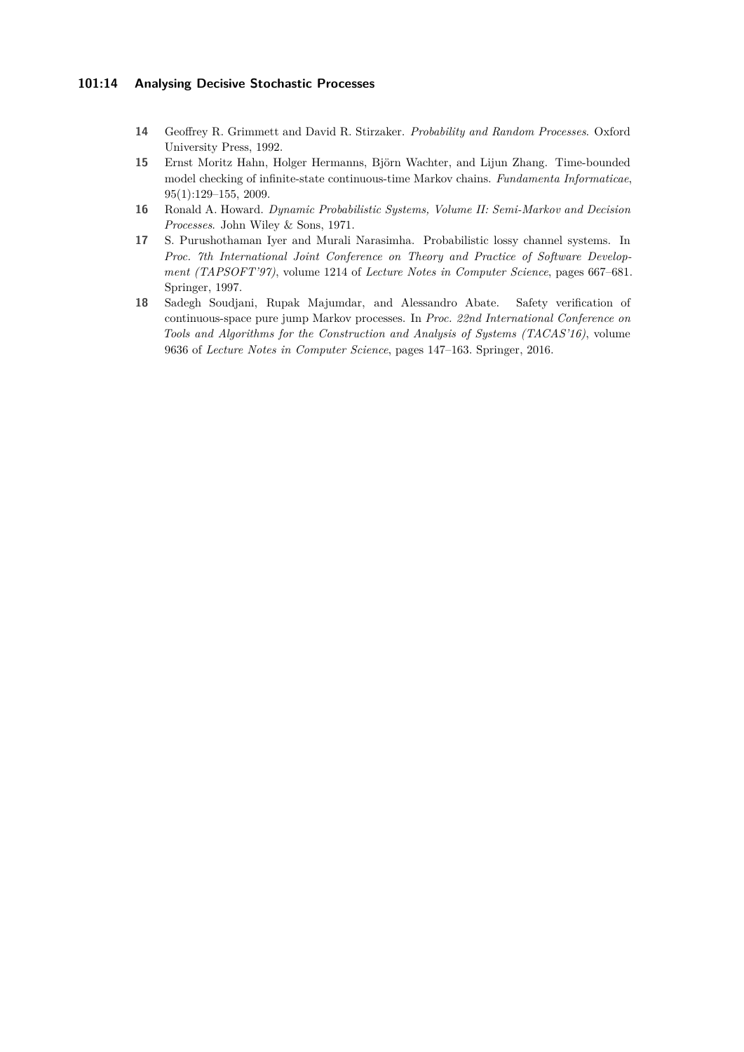14 Geoffrey R. Grimmett and David R. Stirzaker. *Probability and Random Processes*. Oxford University Press, 1992.

15 Ernst Moritz Hahn, Holger Hermanns, Björn Wachter, and Lijun Zhang. Time-bounded model checking of infinite-state continuous-time Markov chains. *Fundamenta Informaticae*, 95(1):129–155, 2009.

16 Ronald A. Howard. *Dynamic Probabilistic Systems, Volume II: Semi-Markov and Decision Processes*. John Wiley & Sons, 1971.

17 S. Purushothaman Iyer and Murali Narasimha. Probabilistic lossy channel systems. In *Proc. 7th International Joint Conference on Theory and Practice of Software Development (TAPSOFT'97)*, volume 1214 of *Lecture Notes in Computer Science*, pages 667–681. Springer, 1997.

18 Sadegh Soudjani, Rupak Majumdar, and Alessandro Abate. Safety verification of continuous-space pure jump Markov processes. In *Proc. 22nd International Conference on Tools and Algorithms for the Construction and Analysis of Systems (TACAS'16)*, volume 9636 of *Lecture Notes in Computer Science*, pages 147–163. Springer, 2016.